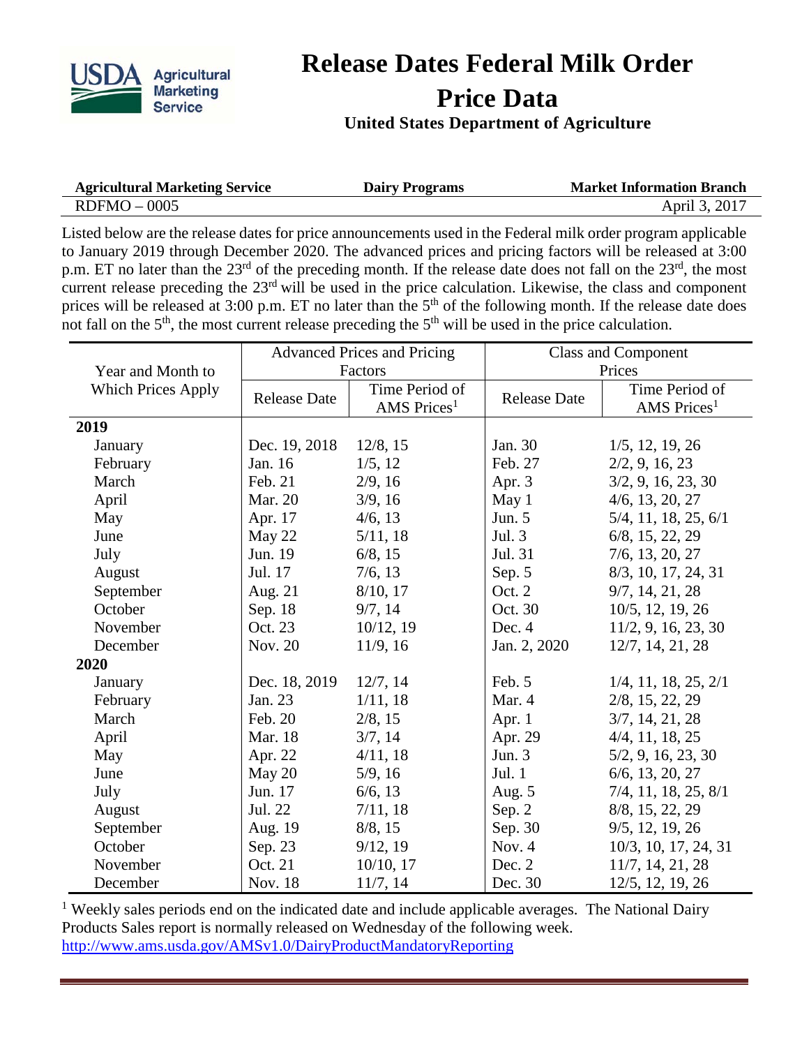# Release Dates Federal Milk Order Price Data

**United States Department of Agriculture**

| **Agricultural Marketing Service** | **Dairy Programs** | **Market Information Branch** |
|---|---|---|
| RDFMO – 0005 | | April 3, 2017 |

Listed below are the release dates for price announcements used in the Federal milk order program applicable to January 2019 through December 2020. The advanced prices and pricing factors will be released at 3:00 p.m. ET no later than the 23rd of the preceding month. If the release date does not fall on the 23rd, the most current release preceding the 23rd will be used in the price calculation. Likewise, the class and component prices will be released at 3:00 p.m. ET no later than the 5th of the following month. If the release date does not fall on the 5th, the most current release preceding the 5th will be used in the price calculation.

| Year and Month to Which Prices Apply | Advanced Prices and Pricing Factors | | Class and Component Prices | |
|---|---|---|---|---|
| | Release Date | Time Period of AMS Prices[1] | Release Date | Time Period of AMS Prices[1] |
| **2019** | | | | |
| January | Dec. 19, 2018 | 12/8, 15 | Jan. 30 | 1/5, 12, 19, 26 |
| February | Jan. 16 | 1/5, 12 | Feb. 27 | 2/2, 9, 16, 23 |
| March | Feb. 21 | 2/9, 16 | Apr. 3 | 3/2, 9, 16, 23, 30 |
| April | Mar. 20 | 3/9, 16 | May 1 | 4/6, 13, 20, 27 |
| May | Apr. 17 | 4/6, 13 | Jun. 5 | 5/4, 11, 18, 25, 6/1 |
| June | May 22 | 5/11, 18 | Jul. 3 | 6/8, 15, 22, 29 |
| July | Jun. 19 | 6/8, 15 | Jul. 31 | 7/6, 13, 20, 27 |
| August | Jul. 17 | 7/6, 13 | Sep. 5 | 8/3, 10, 17, 24, 31 |
| September | Aug. 21 | 8/10, 17 | Oct. 2 | 9/7, 14, 21, 28 |
| October | Sep. 18 | 9/7, 14 | Oct. 30 | 10/5, 12, 19, 26 |
| November | Oct. 23 | 10/12, 19 | Dec. 4 | 11/2, 9, 16, 23, 30 |
| December | Nov. 20 | 11/9, 16 | Jan. 2, 2020 | 12/7, 14, 21, 28 |
| **2020** | | | | |
| January | Dec. 18, 2019 | 12/7, 14 | Feb. 5 | 1/4, 11, 18, 25, 2/1 |
| February | Jan. 23 | 1/11, 18 | Mar. 4 | 2/8, 15, 22, 29 |
| March | Feb. 20 | 2/8, 15 | Apr. 1 | 3/7, 14, 21, 28 |
| April | Mar. 18 | 3/7, 14 | Apr. 29 | 4/4, 11, 18, 25 |
| May | Apr. 22 | 4/11, 18 | Jun. 3 | 5/2, 9, 16, 23, 30 |
| June | May 20 | 5/9, 16 | Jul. 1 | 6/6, 13, 20, 27 |
| July | Jun. 17 | 6/6, 13 | Aug. 5 | 7/4, 11, 18, 25, 8/1 |
| August | Jul. 22 | 7/11, 18 | Sep. 2 | 8/8, 15, 22, 29 |
| September | Aug. 19 | 8/8, 15 | Sep. 30 | 9/5, 12, 19, 26 |
| October | Sep. 23 | 9/12, 19 | Nov. 4 | 10/3, 10, 17, 24, 31 |
| November | Oct. 21 | 10/10, 17 | Dec. 2 | 11/7, 14, 21, 28 |
| December | Nov. 18 | 11/7, 14 | Dec. 30 | 12/5, 12, 19, 26 |

[1] Weekly sales periods end on the indicated date and include applicable averages. The National Dairy Products Sales report is normally released on Wednesday of the following week.
http://www.ams.usda.gov/AMSv1.0/DairyProductMandatoryReporting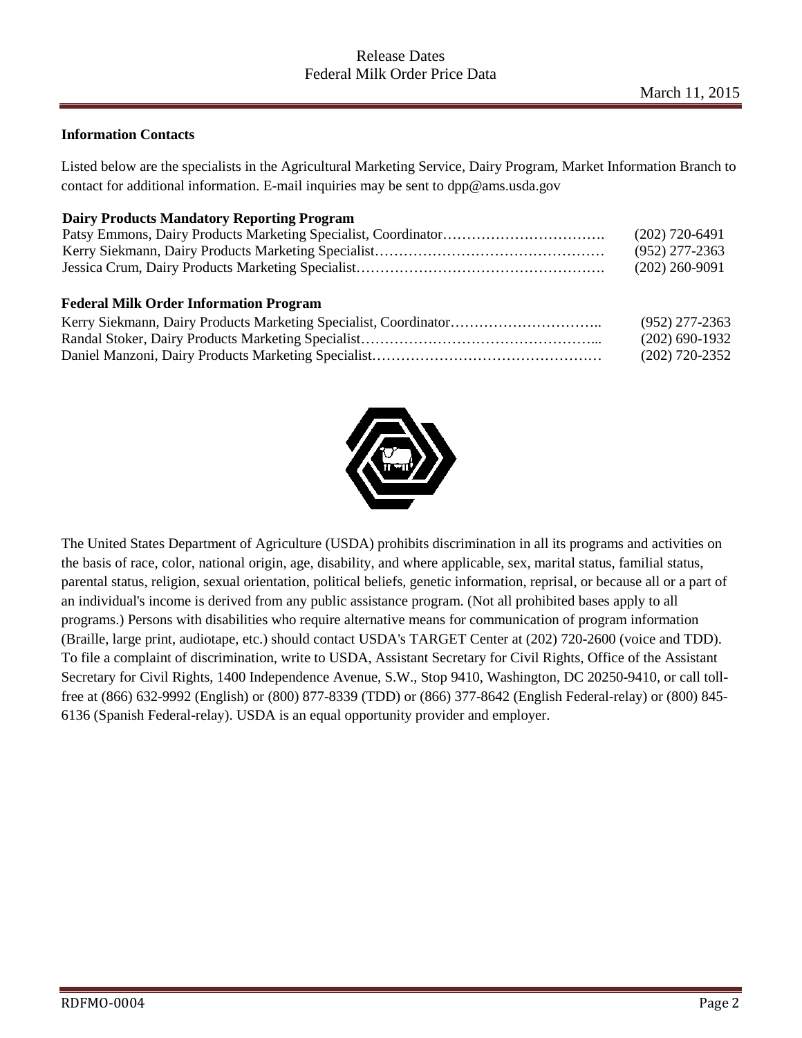**Information Contacts**

Listed below are the specialists in the Agricultural Marketing Service, Dairy Program, Market Information Branch to contact for additional information. E-mail inquiries may be sent to dpp@ams.usda.gov

**Dairy Products Mandatory Reporting Program**

Patsy Emmons, Dairy Products Marketing Specialist, Coordinator……………………………. (202) 720-6491
Kerry Siekmann, Dairy Products Marketing Specialist………………………………………… (952) 277-2363
Jessica Crum, Dairy Products Marketing Specialist……………………………………………. (202) 260-9091

**Federal Milk Order Information Program**

Kerry Siekmann, Dairy Products Marketing Specialist, Coordinator………………………….. (952) 277-2363
Randal Stoker, Dairy Products Marketing Specialist…………………………………………... (202) 690-1932
Daniel Manzoni, Dairy Products Marketing Specialist………………………………………… (202) 720-2352

The United States Department of Agriculture (USDA) prohibits discrimination in all its programs and activities on the basis of race, color, national origin, age, disability, and where applicable, sex, marital status, familial status, parental status, religion, sexual orientation, political beliefs, genetic information, reprisal, or because all or a part of an individual's income is derived from any public assistance program. (Not all prohibited bases apply to all programs.) Persons with disabilities who require alternative means for communication of program information (Braille, large print, audiotape, etc.) should contact USDA's TARGET Center at (202) 720-2600 (voice and TDD). To file a complaint of discrimination, write to USDA, Assistant Secretary for Civil Rights, Office of the Assistant Secretary for Civil Rights, 1400 Independence Avenue, S.W., Stop 9410, Washington, DC 20250-9410, or call toll-free at (866) 632-9992 (English) or (800) 877-8339 (TDD) or (866) 377-8642 (English Federal-relay) or (800) 845-6136 (Spanish Federal-relay). USDA is an equal opportunity provider and employer.